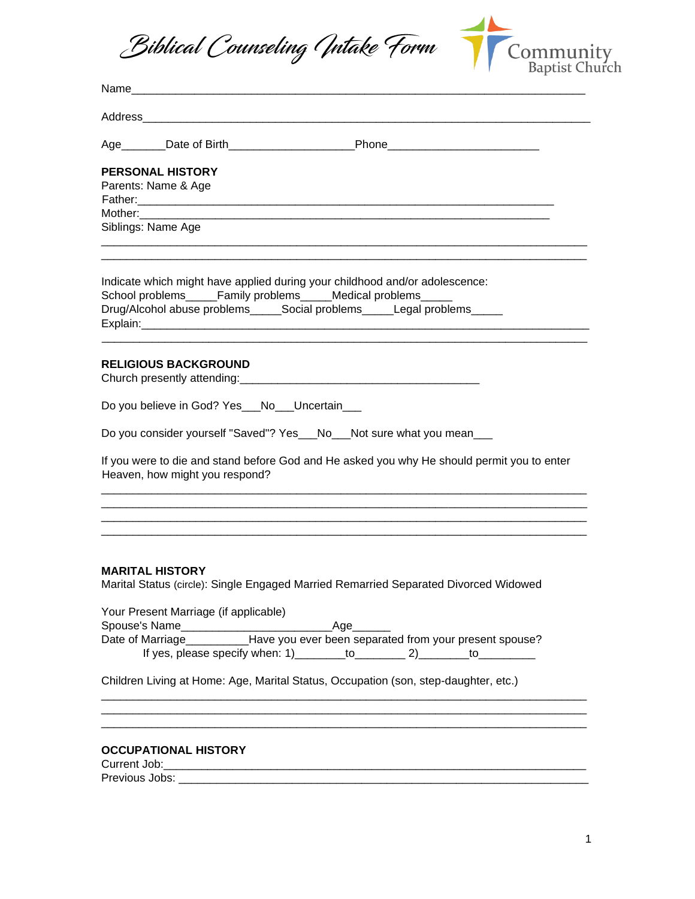# Biblical Counseling Intake Form

Community Baptist Church

Name_______________________________________________________________________

Address_____________________________________________________________________

Age_______Date of Birth___________________Phone______________________

**PERSONAL HISTORY**

Parents: Name & Age

Father:_______________________________________________________________

Mother:_______________________________________________________________

Siblings: Name Age

___________________________________________________________________________

___________________________________________________________________________

Indicate which might have applied during your childhood and/or adolescence:

School problems_____Family problems_____Medical problems_____

Drug/Alcohol abuse problems_____Social problems_____Legal problems_____

Explain:____________________________________________________________________

___________________________________________________________________________

**RELIGIOUS BACKGROUND**

Church presently attending:_____________________________________

Do you believe in God? Yes___No___Uncertain___

Do you consider yourself "Saved"? Yes___No___Not sure what you mean___

If you were to die and stand before God and He asked you why He should permit you to enter Heaven, how might you respond?

___________________________________________________________________________

___________________________________________________________________________

___________________________________________________________________________

___________________________________________________________________________

**MARITAL HISTORY**

Marital Status (circle): Single Engaged Married Remarried Separated Divorced Widowed

Your Present Marriage (if applicable)

Spouse's Name________________________Age______

Date of Marriage__________Have you ever been separated from your present spouse?

If yes, please specify when: 1)________to________ 2)________to_________

Children Living at Home: Age, Marital Status, Occupation (son, step-daughter, etc.)

___________________________________________________________________________

___________________________________________________________________________

___________________________________________________________________________

**OCCUPATIONAL HISTORY**

Current Job:_________________________________________________________________

Previous Jobs: _______________________________________________________________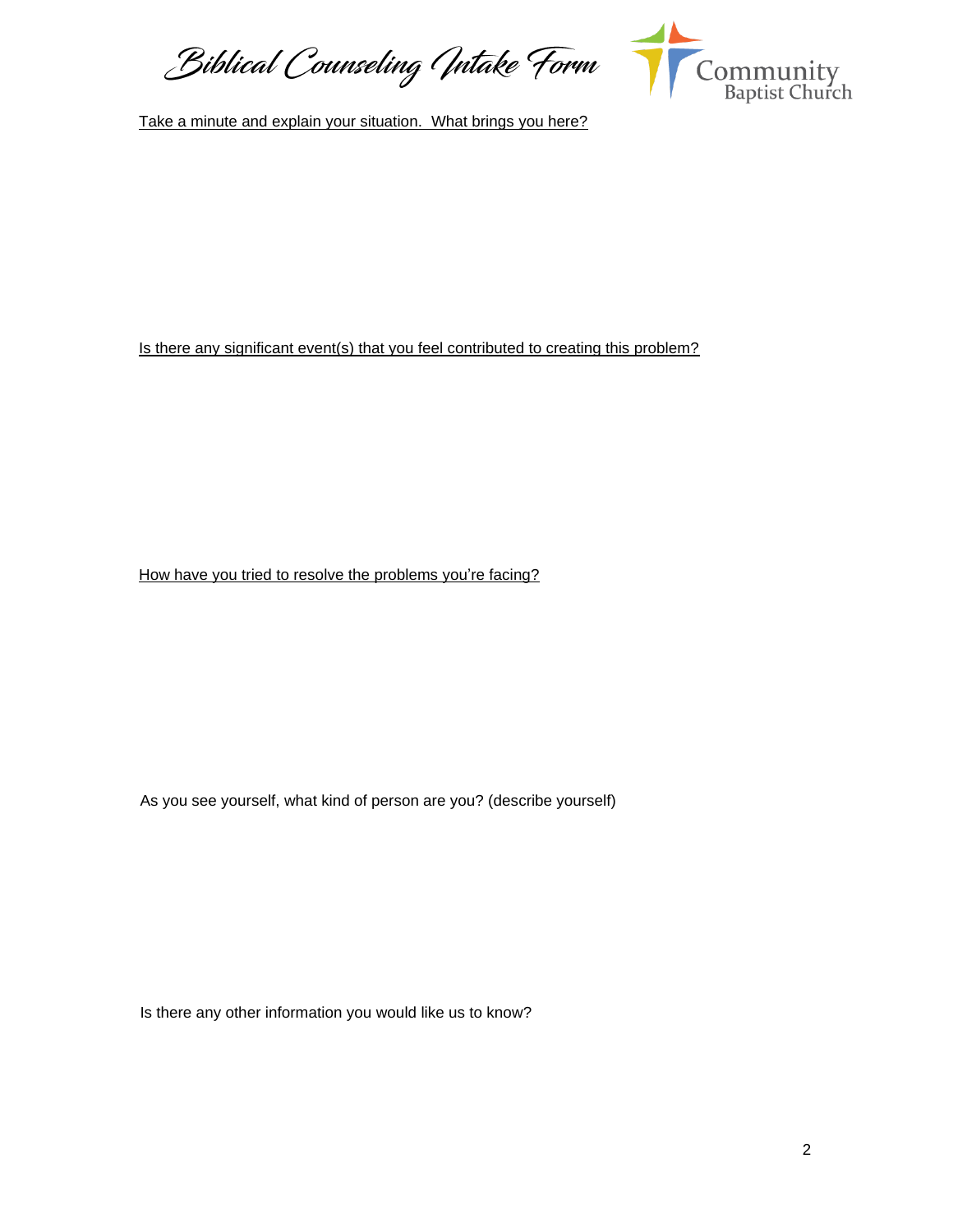# Biblical Counseling Intake Form

Community Baptist Church

Take a minute and explain your situation. What brings you here?

Is there any significant event(s) that you feel contributed to creating this problem?

How have you tried to resolve the problems you're facing?

As you see yourself, what kind of person are you? (describe yourself)

Is there any other information you would like us to know?